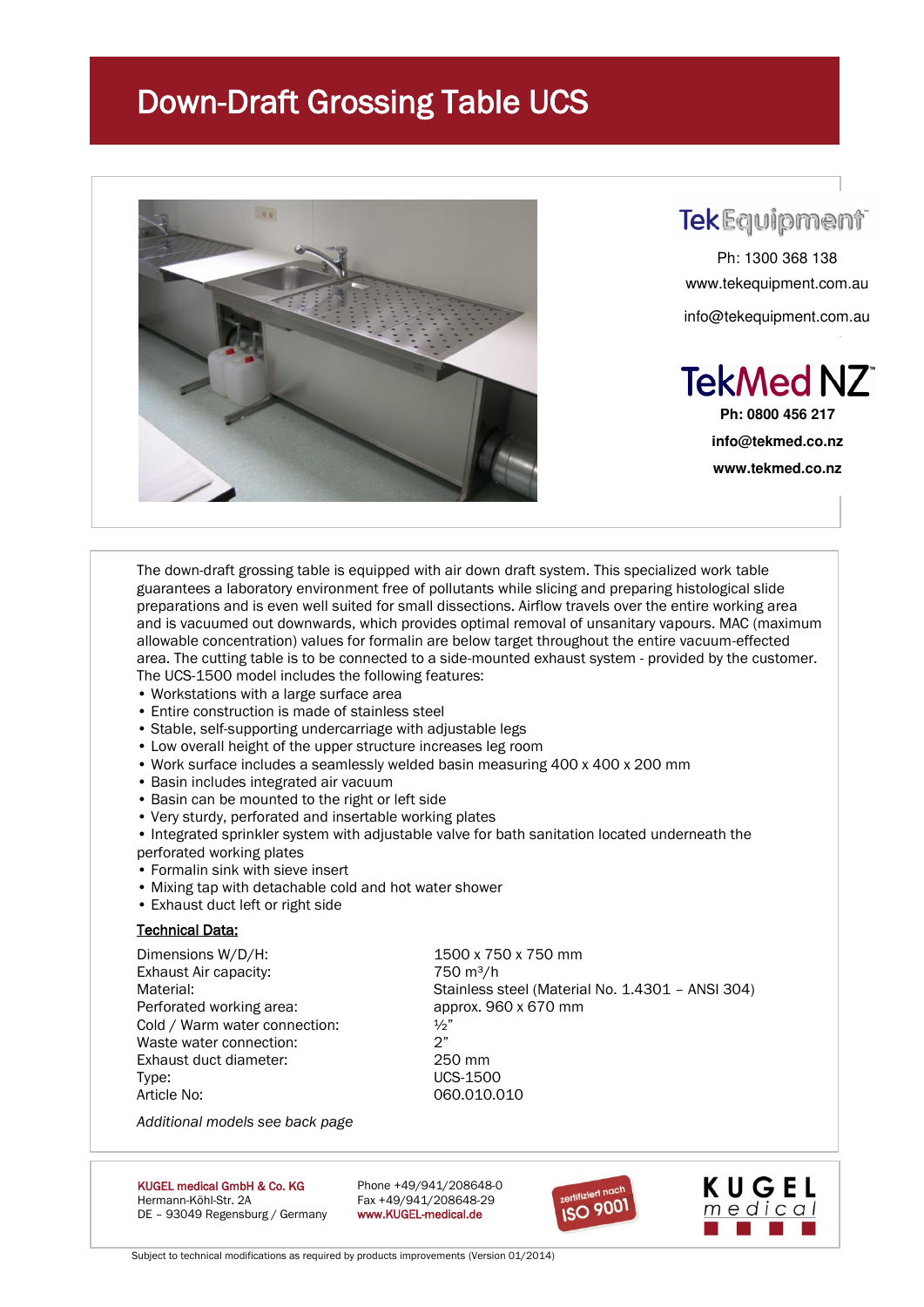# Down-Draft Grossing Table UCS

TekEquipment

Ph: 1300 368 138

www.tekequipment.com.au

info@tekequipment.com.au

TekMed NZ

**Ph: 0800 456 217**

**info@tekmed.co.nz**

**www.tekmed.co.nz**

The down-draft grossing table is equipped with air down draft system. This specialized work table guarantees a laboratory environment free of pollutants while slicing and preparing histological slide preparations and is even well suited for small dissections. Airflow travels over the entire working area and is vacuumed out downwards, which provides optimal removal of unsanitary vapours. MAC (maximum allowable concentration) values for formalin are below target throughout the entire vacuum-effected area. The cutting table is to be connected to a side-mounted exhaust system - provided by the customer. The UCS-1500 model includes the following features:

- Workstations with a large surface area
- Entire construction is made of stainless steel
- Stable, self-supporting undercarriage with adjustable legs
- Low overall height of the upper structure increases leg room
- Work surface includes a seamlessly welded basin measuring 400 x 400 x 200 mm
- Basin includes integrated air vacuum
- Basin can be mounted to the right or left side
- Very sturdy, perforated and insertable working plates
- Integrated sprinkler system with adjustable valve for bath sanitation located underneath the perforated working plates
- Formalin sink with sieve insert
- Mixing tap with detachable cold and hot water shower
- Exhaust duct left or right side

**Technical Data:**

| | |
|---|---|
| Dimensions W/D/H: | 1500 x 750 x 750 mm |
| Exhaust Air capacity: | 750 $m^3$/h |
| Material: | Stainless steel (Material No. 1.4301 – ANSI 304) |
| Perforated working area: | approx. 960 x 670 mm |
| Cold / Warm water connection: | ½" |
| Waste water connection: | 2" |
| Exhaust duct diameter: | 250 mm |
| Type: | UCS-1500 |
| Article No: | 060.010.010 |

*Additional models see back page*

KUGEL medical GmbH & Co. KG
Hermann-Köhl-Str. 2A
DE – 93049 Regensburg / Germany

Phone +49/941/208648-0
Fax +49/941/208648-29
www.KUGEL-medical.de

zertifiziert nach ISO 9001

KUGEL medical

Subject to technical modifications as required by products improvements (Version 01/2014)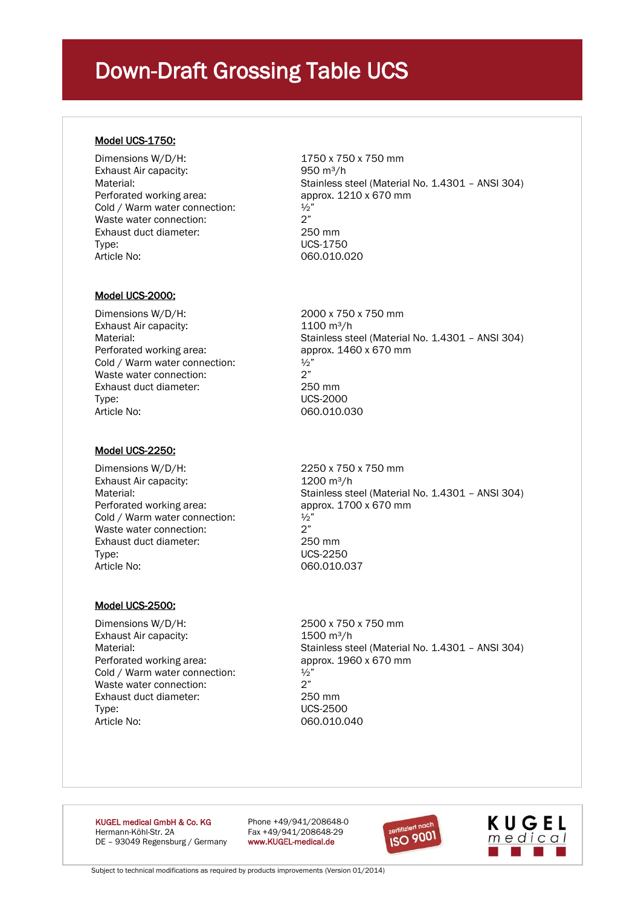# Down-Draft Grossing Table UCS

## Model UCS-1750:

| | |
|---|---|
| Dimensions W/D/H: | 1750 x 750 x 750 mm |
| Exhaust Air capacity: | 950 m³/h |
| Material: | Stainless steel (Material No. 1.4301 – ANSI 304) |
| Perforated working area: | approx. 1210 x 670 mm |
| Cold / Warm water connection: | ½" |
| Waste water connection: | 2" |
| Exhaust duct diameter: | 250 mm |
| Type: | UCS-1750 |
| Article No: | 060.010.020 |

## Model UCS-2000:

| | |
|---|---|
| Dimensions W/D/H: | 2000 x 750 x 750 mm |
| Exhaust Air capacity: | 1100 m³/h |
| Material: | Stainless steel (Material No. 1.4301 – ANSI 304) |
| Perforated working area: | approx. 1460 x 670 mm |
| Cold / Warm water connection: | ½" |
| Waste water connection: | 2" |
| Exhaust duct diameter: | 250 mm |
| Type: | UCS-2000 |
| Article No: | 060.010.030 |

## Model UCS-2250:

| | |
|---|---|
| Dimensions W/D/H: | 2250 x 750 x 750 mm |
| Exhaust Air capacity: | 1200 m³/h |
| Material: | Stainless steel (Material No. 1.4301 – ANSI 304) |
| Perforated working area: | approx. 1700 x 670 mm |
| Cold / Warm water connection: | ½" |
| Waste water connection: | 2" |
| Exhaust duct diameter: | 250 mm |
| Type: | UCS-2250 |
| Article No: | 060.010.037 |

## Model UCS-2500:

| | |
|---|---|
| Dimensions W/D/H: | 2500 x 750 x 750 mm |
| Exhaust Air capacity: | 1500 m³/h |
| Material: | Stainless steel (Material No. 1.4301 – ANSI 304) |
| Perforated working area: | approx. 1960 x 670 mm |
| Cold / Warm water connection: | ½" |
| Waste water connection: | 2" |
| Exhaust duct diameter: | 250 mm |
| Type: | UCS-2500 |
| Article No: | 060.010.040 |

KUGEL medical GmbH & Co. KG
Hermann-Köhl-Str. 2A
DE – 93049 Regensburg / Germany

Phone +49/941/208648-0
Fax +49/941/208648-29
www.KUGEL-medical.de

zertifiziert nach ISO 9001

KUGEL medical

Subject to technical modifications as required by products improvements (Version 01/2014)